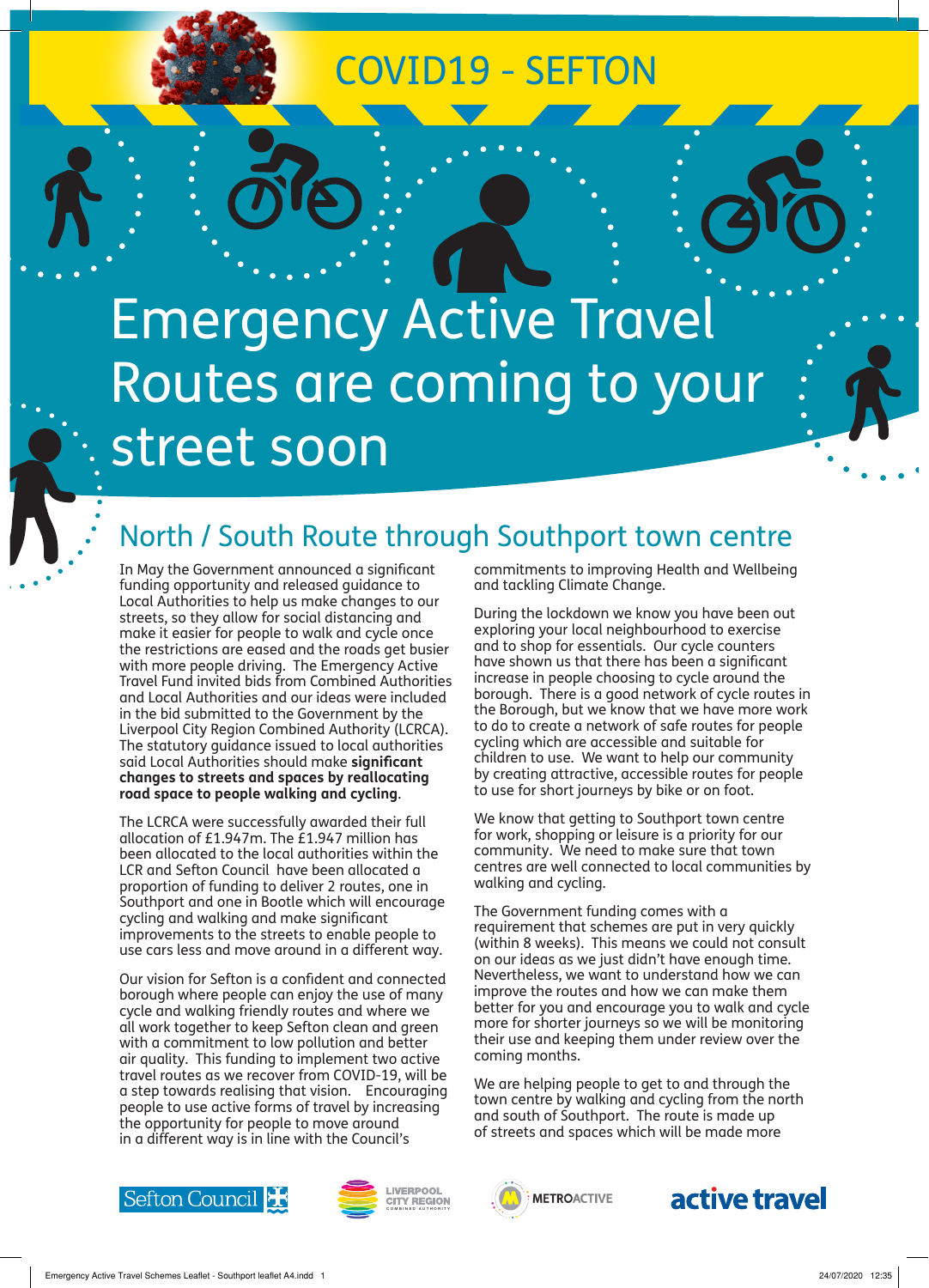# COVID19 - SEFTON

# Emergency Active Travel Routes are coming to your street soon

## North / South Route through Southport town centre

In May the Government announced a significant funding opportunity and released guidance to Local Authorities to help us make changes to our streets, so they allow for social distancing and make it easier for people to walk and cycle once the restrictions are eased and the roads get busier with more people driving. The Emergency Active Travel Fund invited bids from Combined Authorities and Local Authorities and our ideas were included in the bid submitted to the Government by the Liverpool City Region Combined Authority (LCRCA). The statutory guidance issued to local authorities said Local Authorities should make **significant changes to streets and spaces by reallocating road space to people walking and cycling**.

The LCRCA were successfully awarded their full allocation of £1.947m. The £1.947 million has been allocated to the local authorities within the LCR and Sefton Council have been allocated a proportion of funding to deliver 2 routes, one in Southport and one in Bootle which will encourage cycling and walking and make significant improvements to the streets to enable people to use cars less and move around in a different way.

Our vision for Sefton is a confident and connected borough where people can enjoy the use of many cycle and walking friendly routes and where we all work together to keep Sefton clean and green with a commitment to low pollution and better air quality. This funding to implement two active travel routes as we recover from COVID-19, will be a step towards realising that vision. Encouraging people to use active forms of travel by increasing the opportunity for people to move around in a different way is in line with the Council's commitments to improving Health and Wellbeing and tackling Climate Change.

During the lockdown we know you have been out exploring your local neighbourhood to exercise and to shop for essentials. Our cycle counters have shown us that there has been a significant increase in people choosing to cycle around the borough. There is a good network of cycle routes in the Borough, but we know that we have more work to do to create a network of safe routes for people cycling which are accessible and suitable for children to use. We want to help our community by creating attractive, accessible routes for people to use for short journeys by bike or on foot.

We know that getting to Southport town centre for work, shopping or leisure is a priority for our community. We need to make sure that town centres are well connected to local communities by walking and cycling.

The Government funding comes with a requirement that schemes are put in very quickly (within 8 weeks). This means we could not consult on our ideas as we just didn't have enough time. Nevertheless, we want to understand how we can improve the routes and how we can make them better for you and encourage you to walk and cycle more for shorter journeys so we will be monitoring their use and keeping them under review over the coming months.

We are helping people to get to and through the town centre by walking and cycling from the north and south of Southport. The route is made up of streets and spaces which will be made more

Sefton Council | Liverpool City Region Combined Authority | MetroActive | active travel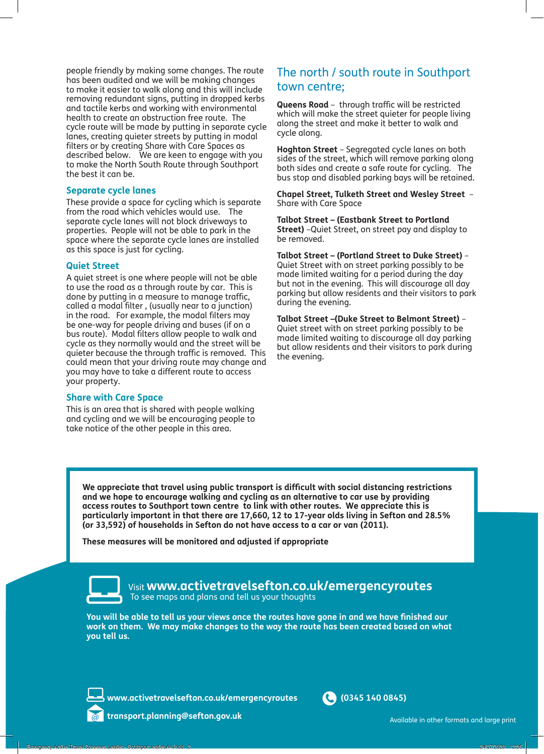people friendly by making some changes. The route has been audited and we will be making changes to make it easier to walk along and this will include removing redundant signs, putting in dropped kerbs and tactile kerbs and working with environmental health to create an obstruction free route. The cycle route will be made by putting in separate cycle lanes, creating quieter streets by putting in modal filters or by creating Share with Care Spaces as described below. We are keen to engage with you to make the North South Route through Southport the best it can be.

### Separate cycle lanes

These provide a space for cycling which is separate from the road which vehicles would use. The separate cycle lanes will not block driveways to properties. People will not be able to park in the space where the separate cycle lanes are installed as this space is just for cycling.

### Quiet Street

A quiet street is one where people will not be able to use the road as a through route by car. This is done by putting in a measure to manage traffic, called a modal filter , (usually near to a junction) in the road. For example, the modal filters may be one-way for people driving and buses (if on a bus route). Modal filters allow people to walk and cycle as they normally would and the street will be quieter because the through traffic is removed. This could mean that your driving route may change and you may have to take a different route to access your property.

### Share with Care Space

This is an area that is shared with people walking and cycling and we will be encouraging people to take notice of the other people in this area.

## The north / south route in Southport town centre;

**Queens Road** – through traffic will be restricted which will make the street quieter for people living along the street and make it better to walk and cycle along.

**Hoghton Street** – Segregated cycle lanes on both sides of the street, which will remove parking along both sides and create a safe route for cycling. The bus stop and disabled parking bays will be retained.

**Chapel Street, Tulketh Street and Wesley Street** – Share with Care Space

**Talbot Street – (Eastbank Street to Portland Street)** –Quiet Street, on street pay and display to be removed.

**Talbot Street – (Portland Street to Duke Street)** – Quiet Street with on street parking possibly to be made limited waiting for a period during the day but not in the evening. This will discourage all day parking but allow residents and their visitors to park during the evening.

**Talbot Street –(Duke Street to Belmont Street)** – Quiet street with on street parking possibly to be made limited waiting to discourage all day parking but allow residents and their visitors to park during the evening.

**We appreciate that travel using public transport is difficult with social distancing restrictions and we hope to encourage walking and cycling as an alternative to car use by providing access routes to Southport town centre to link with other routes. We appreciate this is particularly important in that there are 17,660, 12 to 17-year olds living in Sefton and 28.5% (or 33,592) of households in Sefton do not have access to a car or van (2011).**

**These measures will be monitored and adjusted if appropriate**

Visit **www.activetravelsefton.co.uk/emergencyroutes**
To see maps and plans and tell us your thoughts

**You will be able to tell us your views once the routes have gone in and we have finished our work on them. We may make changes to the way the route has been created based on what you tell us.**

**www.activetravelsefton.co.uk/emergencyroutes**

**(0345 140 0845)**

**transport.planning@sefton.gov.uk**

Available in other formats and large print